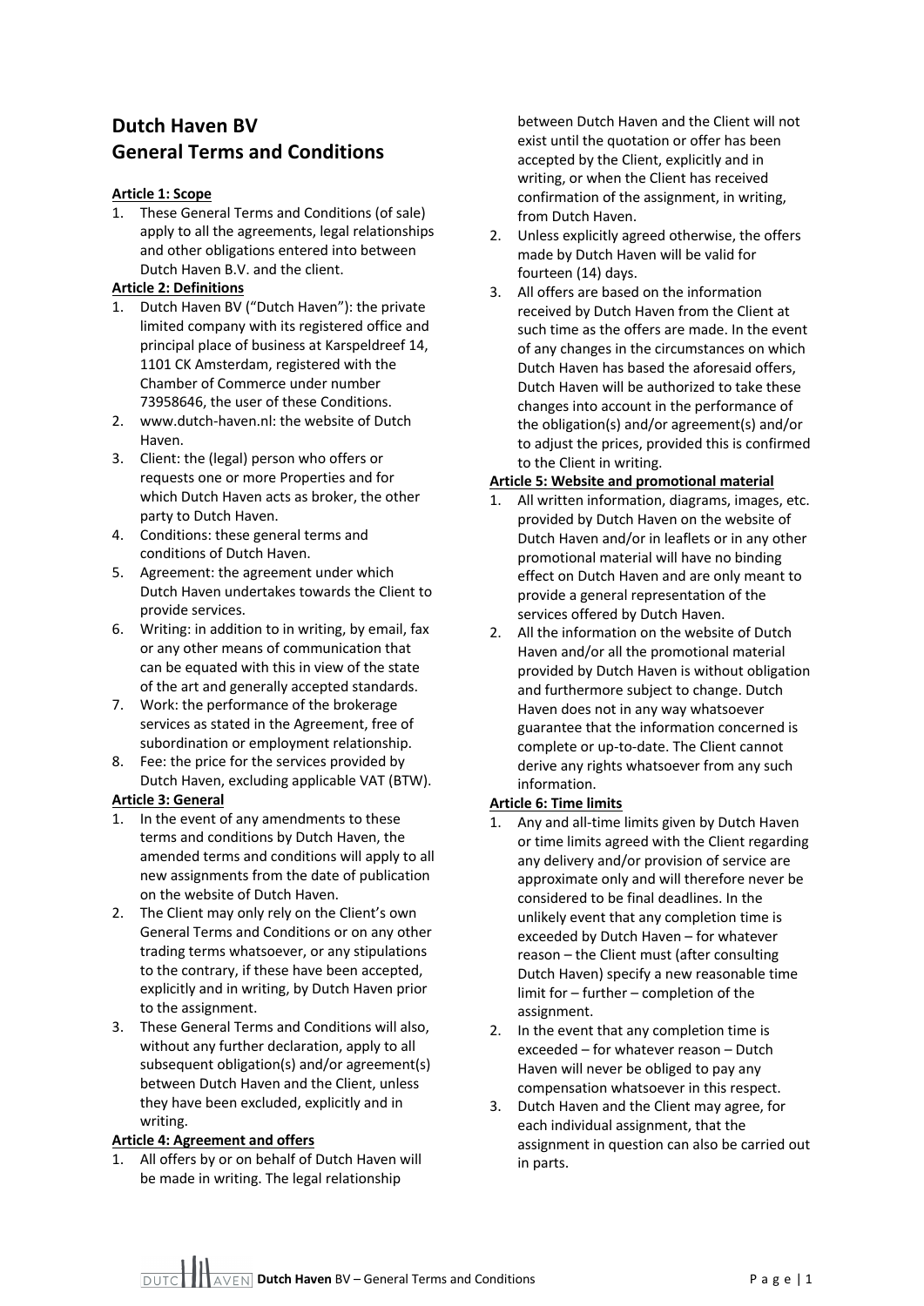# Dutch Haven BV
# General Terms and Conditions

**Article 1: Scope**

1. These General Terms and Conditions (of sale) apply to all the agreements, legal relationships and other obligations entered into between Dutch Haven B.V. and the client.

**Article 2: Definitions**

1. Dutch Haven BV ("Dutch Haven"): the private limited company with its registered office and principal place of business at Karspeldreef 14, 1101 CK Amsterdam, registered with the Chamber of Commerce under number 73958646, the user of these Conditions.
2. www.dutch-haven.nl: the website of Dutch Haven.
3. Client: the (legal) person who offers or requests one or more Properties and for which Dutch Haven acts as broker, the other party to Dutch Haven.
4. Conditions: these general terms and conditions of Dutch Haven.
5. Agreement: the agreement under which Dutch Haven undertakes towards the Client to provide services.
6. Writing: in addition to in writing, by email, fax or any other means of communication that can be equated with this in view of the state of the art and generally accepted standards.
7. Work: the performance of the brokerage services as stated in the Agreement, free of subordination or employment relationship.
8. Fee: the price for the services provided by Dutch Haven, excluding applicable VAT (BTW).

**Article 3: General**

1. In the event of any amendments to these terms and conditions by Dutch Haven, the amended terms and conditions will apply to all new assignments from the date of publication on the website of Dutch Haven.
2. The Client may only rely on the Client's own General Terms and Conditions or on any other trading terms whatsoever, or any stipulations to the contrary, if these have been accepted, explicitly and in writing, by Dutch Haven prior to the assignment.
3. These General Terms and Conditions will also, without any further declaration, apply to all subsequent obligation(s) and/or agreement(s) between Dutch Haven and the Client, unless they have been excluded, explicitly and in writing.

**Article 4: Agreement and offers**

1. All offers by or on behalf of Dutch Haven will be made in writing. The legal relationship between Dutch Haven and the Client will not exist until the quotation or offer has been accepted by the Client, explicitly and in writing, or when the Client has received confirmation of the assignment, in writing, from Dutch Haven.
2. Unless explicitly agreed otherwise, the offers made by Dutch Haven will be valid for fourteen (14) days.
3. All offers are based on the information received by Dutch Haven from the Client at such time as the offers are made. In the event of any changes in the circumstances on which Dutch Haven has based the aforesaid offers, Dutch Haven will be authorized to take these changes into account in the performance of the obligation(s) and/or agreement(s) and/or to adjust the prices, provided this is confirmed to the Client in writing.

**Article 5: Website and promotional material**

1. All written information, diagrams, images, etc. provided by Dutch Haven on the website of Dutch Haven and/or in leaflets or in any other promotional material will have no binding effect on Dutch Haven and are only meant to provide a general representation of the services offered by Dutch Haven.
2. All the information on the website of Dutch Haven and/or all the promotional material provided by Dutch Haven is without obligation and furthermore subject to change. Dutch Haven does not in any way whatsoever guarantee that the information concerned is complete or up-to-date. The Client cannot derive any rights whatsoever from any such information.

**Article 6: Time limits**

1. Any and all-time limits given by Dutch Haven or time limits agreed with the Client regarding any delivery and/or provision of service are approximate only and will therefore never be considered to be final deadlines. In the unlikely event that any completion time is exceeded by Dutch Haven – for whatever reason – the Client must (after consulting Dutch Haven) specify a new reasonable time limit for – further – completion of the assignment.
2. In the event that any completion time is exceeded – for whatever reason – Dutch Haven will never be obliged to pay any compensation whatsoever in this respect.
3. Dutch Haven and the Client may agree, for each individual assignment, that the assignment in question can also be carried out in parts.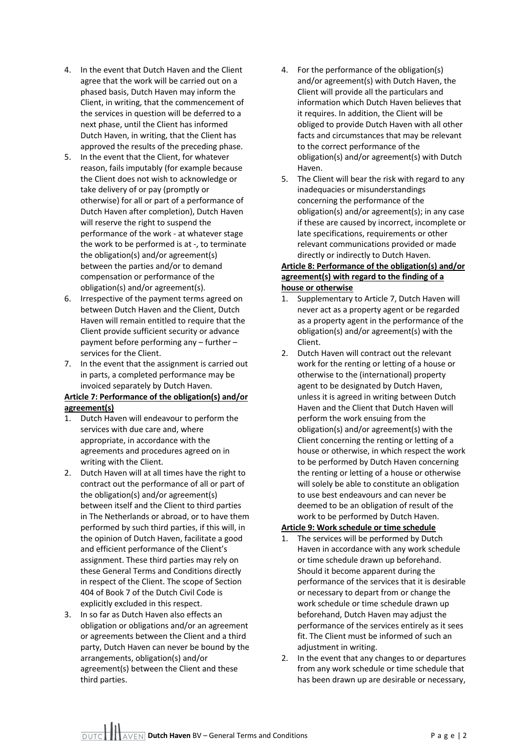4. In the event that Dutch Haven and the Client agree that the work will be carried out on a phased basis, Dutch Haven may inform the Client, in writing, that the commencement of the services in question will be deferred to a next phase, until the Client has informed Dutch Haven, in writing, that the Client has approved the results of the preceding phase.
5. In the event that the Client, for whatever reason, fails imputably (for example because the Client does not wish to acknowledge or take delivery of or pay (promptly or otherwise) for all or part of a performance of Dutch Haven after completion), Dutch Haven will reserve the right to suspend the performance of the work - at whatever stage the work to be performed is at -, to terminate the obligation(s) and/or agreement(s) between the parties and/or to demand compensation or performance of the obligation(s) and/or agreement(s).
6. Irrespective of the payment terms agreed on between Dutch Haven and the Client, Dutch Haven will remain entitled to require that the Client provide sufficient security or advance payment before performing any – further – services for the Client.
7. In the event that the assignment is carried out in parts, a completed performance may be invoiced separately by Dutch Haven.

**Article 7: Performance of the obligation(s) and/or agreement(s)**

1. Dutch Haven will endeavour to perform the services with due care and, where appropriate, in accordance with the agreements and procedures agreed on in writing with the Client.
2. Dutch Haven will at all times have the right to contract out the performance of all or part of the obligation(s) and/or agreement(s) between itself and the Client to third parties in The Netherlands or abroad, or to have them performed by such third parties, if this will, in the opinion of Dutch Haven, facilitate a good and efficient performance of the Client's assignment. These third parties may rely on these General Terms and Conditions directly in respect of the Client. The scope of Section 404 of Book 7 of the Dutch Civil Code is explicitly excluded in this respect.
3. In so far as Dutch Haven also effects an obligation or obligations and/or an agreement or agreements between the Client and a third party, Dutch Haven can never be bound by the arrangements, obligation(s) and/or agreement(s) between the Client and these third parties.
4. For the performance of the obligation(s) and/or agreement(s) with Dutch Haven, the Client will provide all the particulars and information which Dutch Haven believes that it requires. In addition, the Client will be obliged to provide Dutch Haven with all other facts and circumstances that may be relevant to the correct performance of the obligation(s) and/or agreement(s) with Dutch Haven.
5. The Client will bear the risk with regard to any inadequacies or misunderstandings concerning the performance of the obligation(s) and/or agreement(s); in any case if these are caused by incorrect, incomplete or late specifications, requirements or other relevant communications provided or made directly or indirectly to Dutch Haven.

**Article 8: Performance of the obligation(s) and/or agreement(s) with regard to the finding of a house or otherwise**

1. Supplementary to Article 7, Dutch Haven will never act as a property agent or be regarded as a property agent in the performance of the obligation(s) and/or agreement(s) with the Client.
2. Dutch Haven will contract out the relevant work for the renting or letting of a house or otherwise to the (international) property agent to be designated by Dutch Haven, unless it is agreed in writing between Dutch Haven and the Client that Dutch Haven will perform the work ensuing from the obligation(s) and/or agreement(s) with the Client concerning the renting or letting of a house or otherwise, in which respect the work to be performed by Dutch Haven concerning the renting or letting of a house or otherwise will solely be able to constitute an obligation to use best endeavours and can never be deemed to be an obligation of result of the work to be performed by Dutch Haven.

**Article 9: Work schedule or time schedule**

1. The services will be performed by Dutch Haven in accordance with any work schedule or time schedule drawn up beforehand. Should it become apparent during the performance of the services that it is desirable or necessary to depart from or change the work schedule or time schedule drawn up beforehand, Dutch Haven may adjust the performance of the services entirely as it sees fit. The Client must be informed of such an adjustment in writing.
2. In the event that any changes to or departures from any work schedule or time schedule that has been drawn up are desirable or necessary,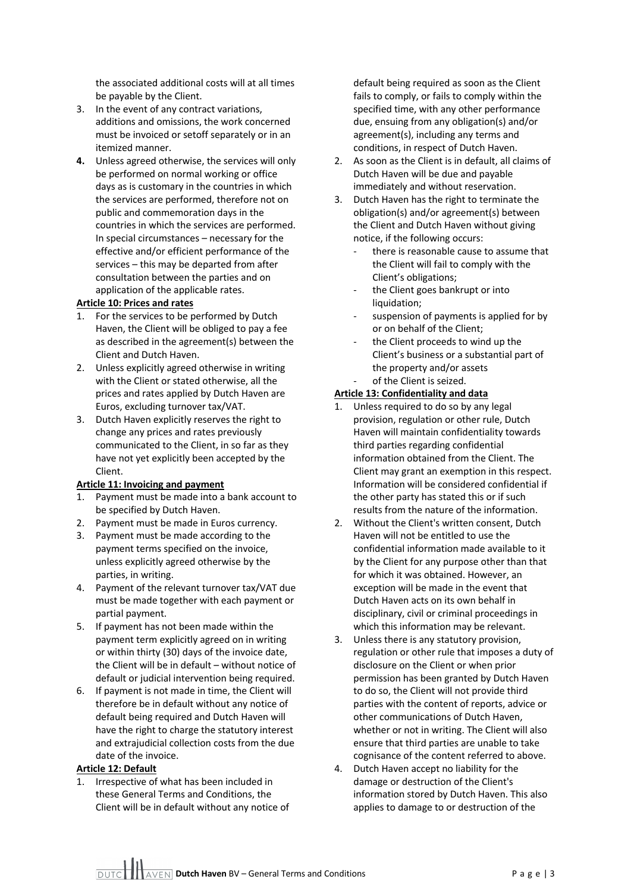the associated additional costs will at all times be payable by the Client.

3. In the event of any contract variations, additions and omissions, the work concerned must be invoiced or setoff separately or in an itemized manner.
4. Unless agreed otherwise, the services will only be performed on normal working or office days as is customary in the countries in which the services are performed, therefore not on public and commemoration days in the countries in which the services are performed. In special circumstances – necessary for the effective and/or efficient performance of the services – this may be departed from after consultation between the parties and on application of the applicable rates.

**Article 10: Prices and rates**

1. For the services to be performed by Dutch Haven, the Client will be obliged to pay a fee as described in the agreement(s) between the Client and Dutch Haven.
2. Unless explicitly agreed otherwise in writing with the Client or stated otherwise, all the prices and rates applied by Dutch Haven are Euros, excluding turnover tax/VAT.
3. Dutch Haven explicitly reserves the right to change any prices and rates previously communicated to the Client, in so far as they have not yet explicitly been accepted by the Client.

**Article 11: Invoicing and payment**

1. Payment must be made into a bank account to be specified by Dutch Haven.
2. Payment must be made in Euros currency.
3. Payment must be made according to the payment terms specified on the invoice, unless explicitly agreed otherwise by the parties, in writing.
4. Payment of the relevant turnover tax/VAT due must be made together with each payment or partial payment.
5. If payment has not been made within the payment term explicitly agreed on in writing or within thirty (30) days of the invoice date, the Client will be in default – without notice of default or judicial intervention being required.
6. If payment is not made in time, the Client will therefore be in default without any notice of default being required and Dutch Haven will have the right to charge the statutory interest and extrajudicial collection costs from the due date of the invoice.

**Article 12: Default**

1. Irrespective of what has been included in these General Terms and Conditions, the Client will be in default without any notice of default being required as soon as the Client fails to comply, or fails to comply within the specified time, with any other performance due, ensuing from any obligation(s) and/or agreement(s), including any terms and conditions, in respect of Dutch Haven.
2. As soon as the Client is in default, all claims of Dutch Haven will be due and payable immediately and without reservation.
3. Dutch Haven has the right to terminate the obligation(s) and/or agreement(s) between the Client and Dutch Haven without giving notice, if the following occurs:
   - there is reasonable cause to assume that the Client will fail to comply with the Client's obligations;
   - the Client goes bankrupt or into liquidation;
   - suspension of payments is applied for by or on behalf of the Client;
   - the Client proceeds to wind up the Client's business or a substantial part of the property and/or assets
   - of the Client is seized.

**Article 13: Confidentiality and data**

1. Unless required to do so by any legal provision, regulation or other rule, Dutch Haven will maintain confidentiality towards third parties regarding confidential information obtained from the Client. The Client may grant an exemption in this respect. Information will be considered confidential if the other party has stated this or if such results from the nature of the information.
2. Without the Client's written consent, Dutch Haven will not be entitled to use the confidential information made available to it by the Client for any purpose other than that for which it was obtained. However, an exception will be made in the event that Dutch Haven acts on its own behalf in disciplinary, civil or criminal proceedings in which this information may be relevant.
3. Unless there is any statutory provision, regulation or other rule that imposes a duty of disclosure on the Client or when prior permission has been granted by Dutch Haven to do so, the Client will not provide third parties with the content of reports, advice or other communications of Dutch Haven, whether or not in writing. The Client will also ensure that third parties are unable to take cognisance of the content referred to above.
4. Dutch Haven accept no liability for the damage or destruction of the Client's information stored by Dutch Haven. This also applies to damage to or destruction of the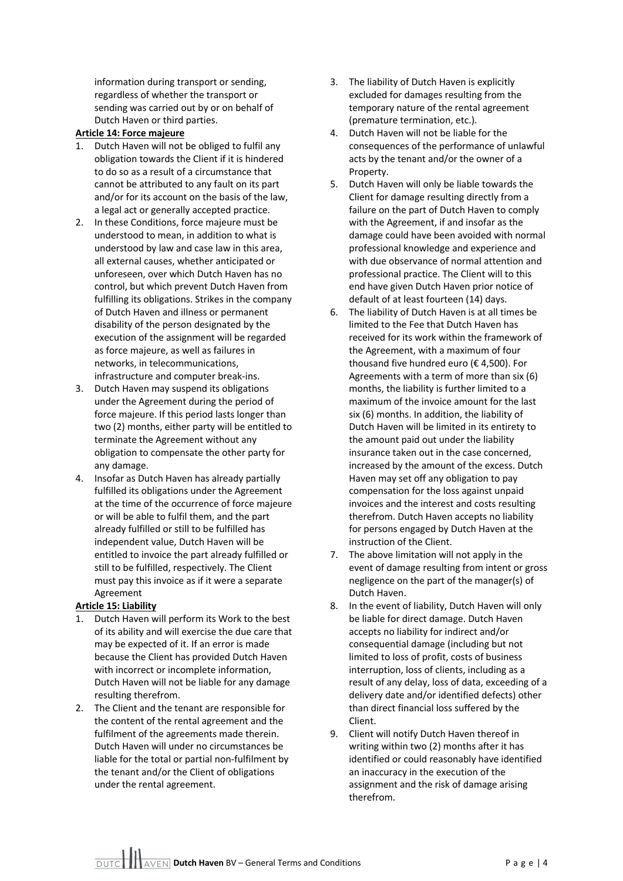information during transport or sending, regardless of whether the transport or sending was carried out by or on behalf of Dutch Haven or third parties.

**Article 14: Force majeure**

1. Dutch Haven will not be obliged to fulfil any obligation towards the Client if it is hindered to do so as a result of a circumstance that cannot be attributed to any fault on its part and/or for its account on the basis of the law, a legal act or generally accepted practice.
2. In these Conditions, force majeure must be understood to mean, in addition to what is understood by law and case law in this area, all external causes, whether anticipated or unforeseen, over which Dutch Haven has no control, but which prevent Dutch Haven from fulfilling its obligations. Strikes in the company of Dutch Haven and illness or permanent disability of the person designated by the execution of the assignment will be regarded as force majeure, as well as failures in networks, in telecommunications, infrastructure and computer break-ins.
3. Dutch Haven may suspend its obligations under the Agreement during the period of force majeure. If this period lasts longer than two (2) months, either party will be entitled to terminate the Agreement without any obligation to compensate the other party for any damage.
4. Insofar as Dutch Haven has already partially fulfilled its obligations under the Agreement at the time of the occurrence of force majeure or will be able to fulfil them, and the part already fulfilled or still to be fulfilled has independent value, Dutch Haven will be entitled to invoice the part already fulfilled or still to be fulfilled, respectively. The Client must pay this invoice as if it were a separate Agreement

**Article 15: Liability**

1. Dutch Haven will perform its Work to the best of its ability and will exercise the due care that may be expected of it. If an error is made because the Client has provided Dutch Haven with incorrect or incomplete information, Dutch Haven will not be liable for any damage resulting therefrom.
2. The Client and the tenant are responsible for the content of the rental agreement and the fulfilment of the agreements made therein. Dutch Haven will under no circumstances be liable for the total or partial non-fulfilment by the tenant and/or the Client of obligations under the rental agreement.
3. The liability of Dutch Haven is explicitly excluded for damages resulting from the temporary nature of the rental agreement (premature termination, etc.).
4. Dutch Haven will not be liable for the consequences of the performance of unlawful acts by the tenant and/or the owner of a Property.
5. Dutch Haven will only be liable towards the Client for damage resulting directly from a failure on the part of Dutch Haven to comply with the Agreement, if and insofar as the damage could have been avoided with normal professional knowledge and experience and with due observance of normal attention and professional practice. The Client will to this end have given Dutch Haven prior notice of default of at least fourteen (14) days.
6. The liability of Dutch Haven is at all times be limited to the Fee that Dutch Haven has received for its work within the framework of the Agreement, with a maximum of four thousand five hundred euro (€ 4,500). For Agreements with a term of more than six (6) months, the liability is further limited to a maximum of the invoice amount for the last six (6) months. In addition, the liability of Dutch Haven will be limited in its entirety to the amount paid out under the liability insurance taken out in the case concerned, increased by the amount of the excess. Dutch Haven may set off any obligation to pay compensation for the loss against unpaid invoices and the interest and costs resulting therefrom. Dutch Haven accepts no liability for persons engaged by Dutch Haven at the instruction of the Client.
7. The above limitation will not apply in the event of damage resulting from intent or gross negligence on the part of the manager(s) of Dutch Haven.
8. In the event of liability, Dutch Haven will only be liable for direct damage. Dutch Haven accepts no liability for indirect and/or consequential damage (including but not limited to loss of profit, costs of business interruption, loss of clients, including as a result of any delay, loss of data, exceeding of a delivery date and/or identified defects) other than direct financial loss suffered by the Client.
9. Client will notify Dutch Haven thereof in writing within two (2) months after it has identified or could reasonably have identified an inaccuracy in the execution of the assignment and the risk of damage arising therefrom.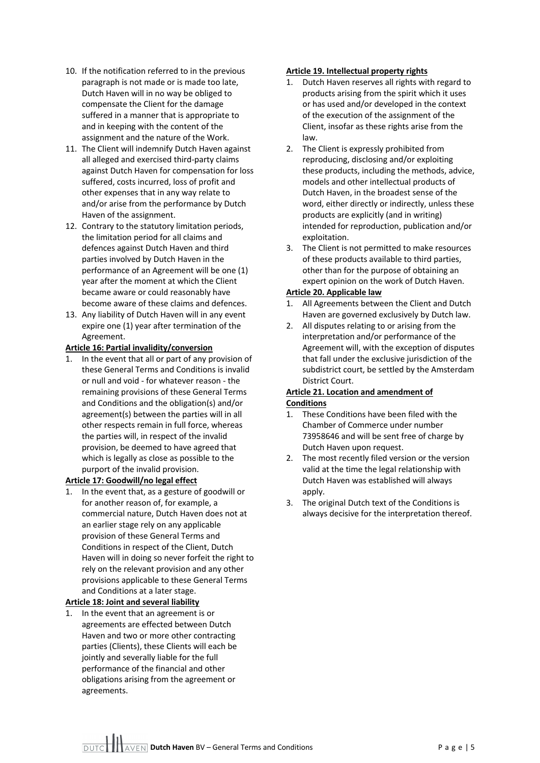10. If the notification referred to in the previous paragraph is not made or is made too late, Dutch Haven will in no way be obliged to compensate the Client for the damage suffered in a manner that is appropriate to and in keeping with the content of the assignment and the nature of the Work.
11. The Client will indemnify Dutch Haven against all alleged and exercised third-party claims against Dutch Haven for compensation for loss suffered, costs incurred, loss of profit and other expenses that in any way relate to and/or arise from the performance by Dutch Haven of the assignment.
12. Contrary to the statutory limitation periods, the limitation period for all claims and defences against Dutch Haven and third parties involved by Dutch Haven in the performance of an Agreement will be one (1) year after the moment at which the Client became aware or could reasonably have become aware of these claims and defences.
13. Any liability of Dutch Haven will in any event expire one (1) year after termination of the Agreement.

**Article 16: Partial invalidity/conversion**

1. In the event that all or part of any provision of these General Terms and Conditions is invalid or null and void - for whatever reason - the remaining provisions of these General Terms and Conditions and the obligation(s) and/or agreement(s) between the parties will in all other respects remain in full force, whereas the parties will, in respect of the invalid provision, be deemed to have agreed that which is legally as close as possible to the purport of the invalid provision.

**Article 17: Goodwill/no legal effect**

1. In the event that, as a gesture of goodwill or for another reason of, for example, a commercial nature, Dutch Haven does not at an earlier stage rely on any applicable provision of these General Terms and Conditions in respect of the Client, Dutch Haven will in doing so never forfeit the right to rely on the relevant provision and any other provisions applicable to these General Terms and Conditions at a later stage.

**Article 18: Joint and several liability**

1. In the event that an agreement is or agreements are effected between Dutch Haven and two or more other contracting parties (Clients), these Clients will each be jointly and severally liable for the full performance of the financial and other obligations arising from the agreement or agreements.

**Article 19. Intellectual property rights**

1. Dutch Haven reserves all rights with regard to products arising from the spirit which it uses or has used and/or developed in the context of the execution of the assignment of the Client, insofar as these rights arise from the law.
2. The Client is expressly prohibited from reproducing, disclosing and/or exploiting these products, including the methods, advice, models and other intellectual products of Dutch Haven, in the broadest sense of the word, either directly or indirectly, unless these products are explicitly (and in writing) intended for reproduction, publication and/or exploitation.
3. The Client is not permitted to make resources of these products available to third parties, other than for the purpose of obtaining an expert opinion on the work of Dutch Haven.

**Article 20. Applicable law**

1. All Agreements between the Client and Dutch Haven are governed exclusively by Dutch law.
2. All disputes relating to or arising from the interpretation and/or performance of the Agreement will, with the exception of disputes that fall under the exclusive jurisdiction of the subdistrict court, be settled by the Amsterdam District Court.

**Article 21. Location and amendment of Conditions**

1. These Conditions have been filed with the Chamber of Commerce under number 73958646 and will be sent free of charge by Dutch Haven upon request.
2. The most recently filed version or the version valid at the time the legal relationship with Dutch Haven was established will always apply.
3. The original Dutch text of the Conditions is always decisive for the interpretation thereof.